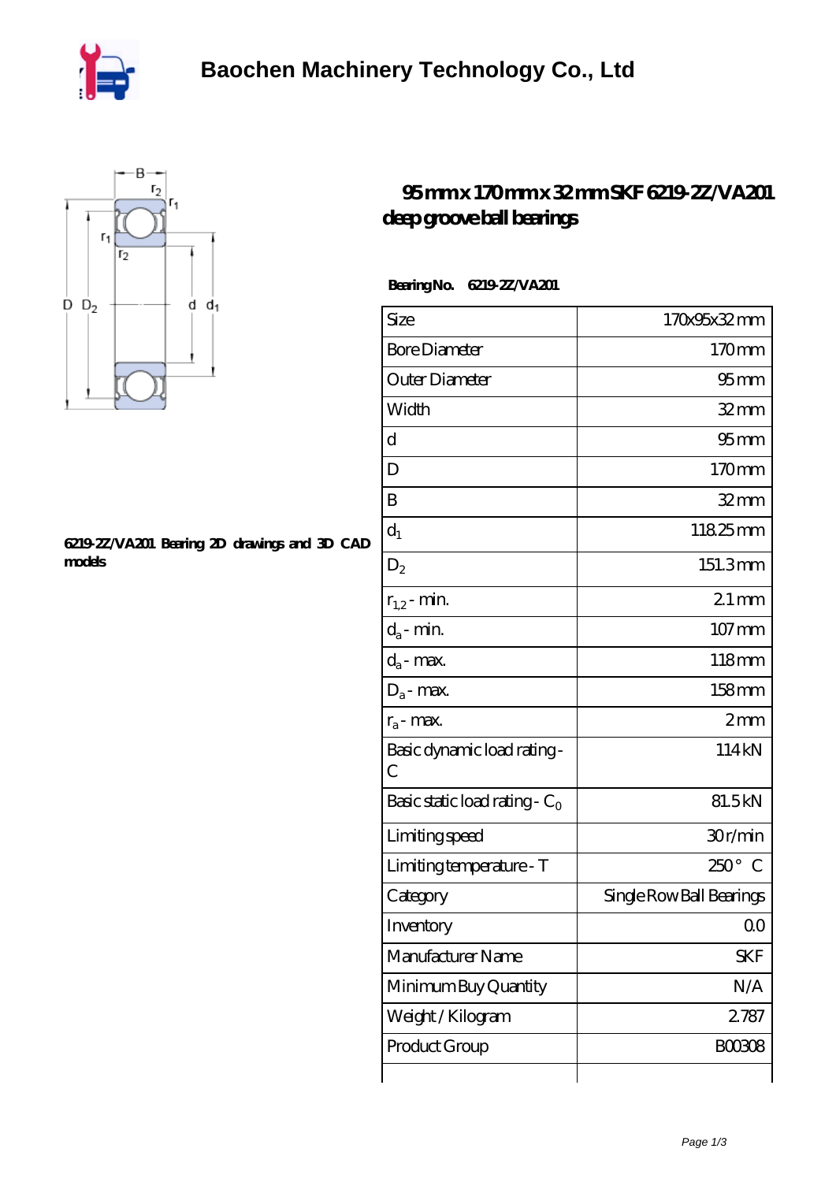# Baochen Machinery Technology Co., Ltd

## 95 mm x 170 mm x 32 mm SKF 6219-2Z/VA201 deep groove ball bearings

6219-2Z/VA201 Bearing 2D drawings and 3D CAD models

**Bearing No.** 6219-2Z/VA201

| Size | 170x95x32 mm |
|---|---|
| Bore Diameter | 170 mm |
| Outer Diameter | 95 mm |
| Width | 32 mm |
| d | 95 mm |
| D | 170 mm |
| B | 32 mm |
| $d_1$ | 118.25 mm |
| $D_2$ | 151.3 mm |
| $r_{1,2}$ - min. | 2.1 mm |
| $d_a$ - min. | 107 mm |
| $d_a$ - max. | 118 mm |
| $D_a$ - max. | 158 mm |
| $r_a$ - max. | 2 mm |
| Basic dynamic load rating - C | 114 kN |
| Basic static load rating - $C_0$ | 81.5 kN |
| Limiting speed | 30 r/min |
| Limiting temperature - T | 250 ° C |
| Category | Single Row Ball Bearings |
| Inventory | 0.0 |
| Manufacturer Name | SKF |
| Minimum Buy Quantity | N/A |
| Weight / Kilogram | 2.787 |
| Product Group | B00308 |
| | |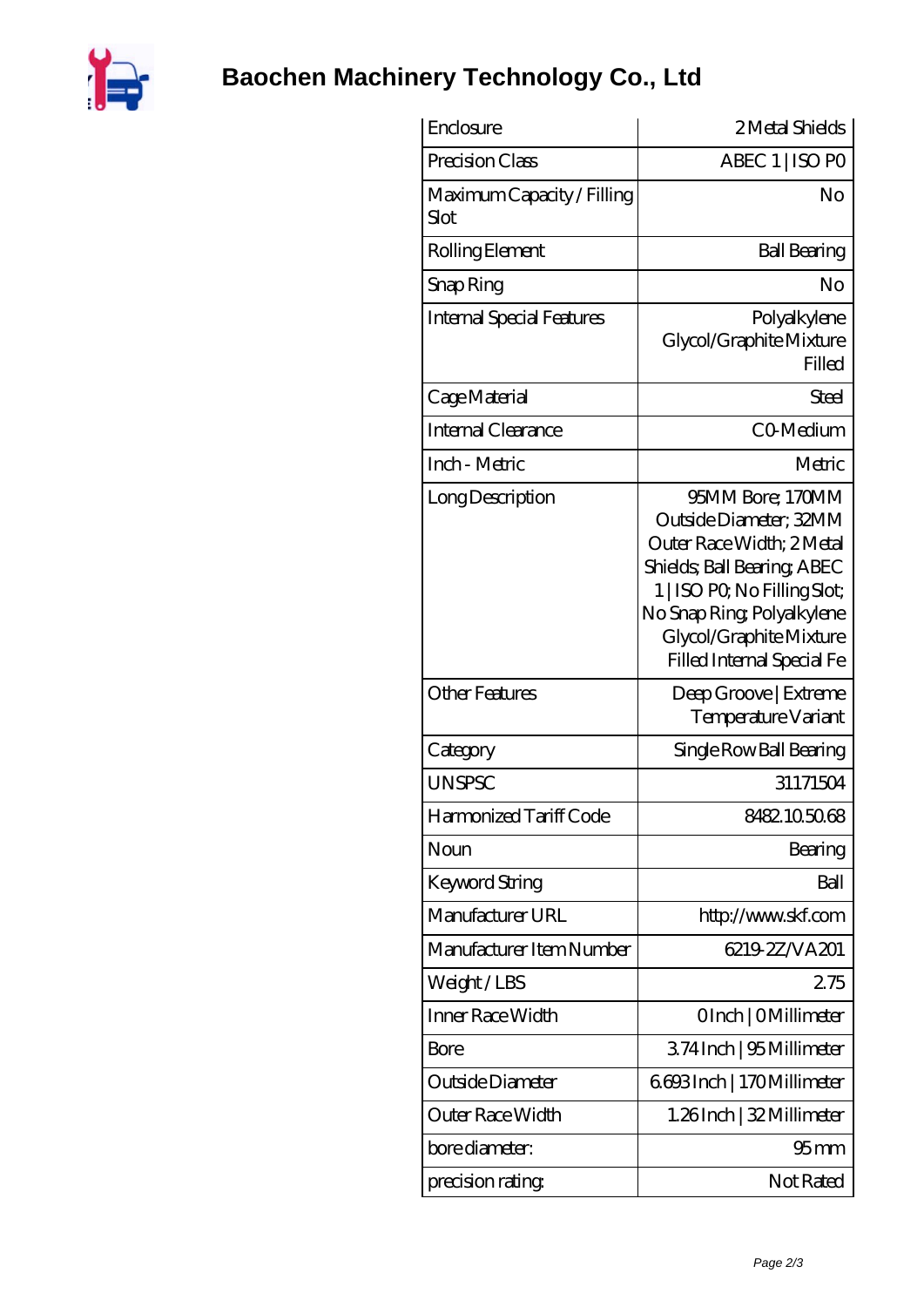| Enclosure | 2 Metal Shields |
|---|---|
| Precision Class | ABEC 1 \| ISO P0 |
| Maximum Capacity / Filling Slot | No |
| Rolling Element | Ball Bearing |
| Snap Ring | No |
| Internal Special Features | Polyalkylene Glycol/Graphite Mixture Filled |
| Cage Material | Steel |
| Internal Clearance | C0-Medium |
| Inch - Metric | Metric |
| Long Description | 95MM Bore; 170MM Outside Diameter; 32MM Outer Race Width; 2 Metal Shields; Ball Bearing; ABEC 1 \| ISO P0; No Filling Slot; No Snap Ring; Polyalkylene Glycol/Graphite Mixture Filled Internal Special Fe |
| Other Features | Deep Groove \| Extreme Temperature Variant |
| Category | Single Row Ball Bearing |
| UNSPSC | 31171504 |
| Harmonized Tariff Code | 8482.10.50.68 |
| Noun | Bearing |
| Keyword String | Ball |
| Manufacturer URL | http://www.skf.com |
| Manufacturer Item Number | 6219-2Z/VA201 |
| Weight / LBS | 2.75 |
| Inner Race Width | 0 Inch \| 0 Millimeter |
| Bore | 3.74 Inch \| 95 Millimeter |
| Outside Diameter | 6.693 Inch \| 170 Millimeter |
| Outer Race Width | 1.26 Inch \| 32 Millimeter |
| bore diameter: | 95 mm |
| precision rating: | Not Rated |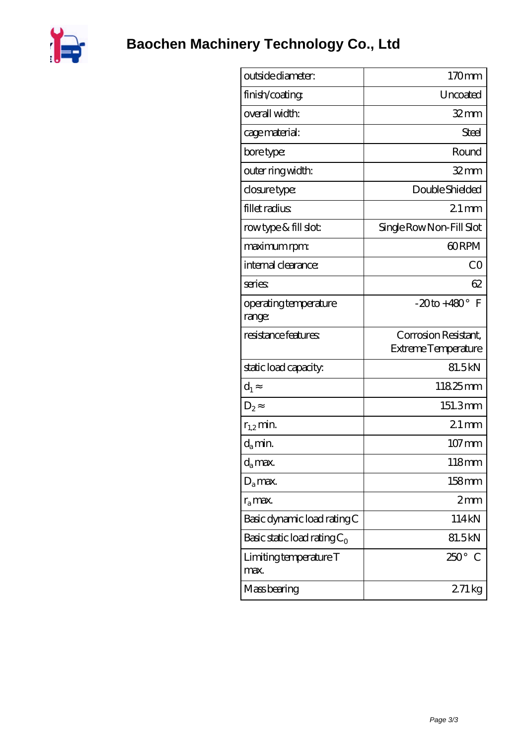# Baochen Machinery Technology Co., Ltd

| | |
|---|---|
| outside diameter: | 170 mm |
| finish/coating: | Uncoated |
| overall width: | 32 mm |
| cage material: | Steel |
| bore type: | Round |
| outer ring width: | 32 mm |
| closure type: | Double Shielded |
| fillet radius: | 2.1 mm |
| row type & fill slot: | Single Row Non-Fill Slot |
| maximum rpm: | 60 RPM |
| internal clearance: | C0 |
| series: | 62 |
| operating temperature range: | -20 to +480 ° F |
| resistance features: | Corrosion Resistant, Extreme Temperature |
| static load capacity: | 81.5 kN |
| $d_1 \approx$ | 118.25 mm |
| $D_2 \approx$ | 151.3 mm |
| $r_{1,2}$ min. | 2.1 mm |
| $d_a$ min. | 107 mm |
| $d_a$ max. | 118 mm |
| $D_a$ max. | 158 mm |
| $r_a$ max. | 2 mm |
| Basic dynamic load rating C | 114 kN |
| Basic static load rating $C_0$ | 81.5 kN |
| Limiting temperature T max. | 250 ° C |
| Mass bearing | 2.71 kg |